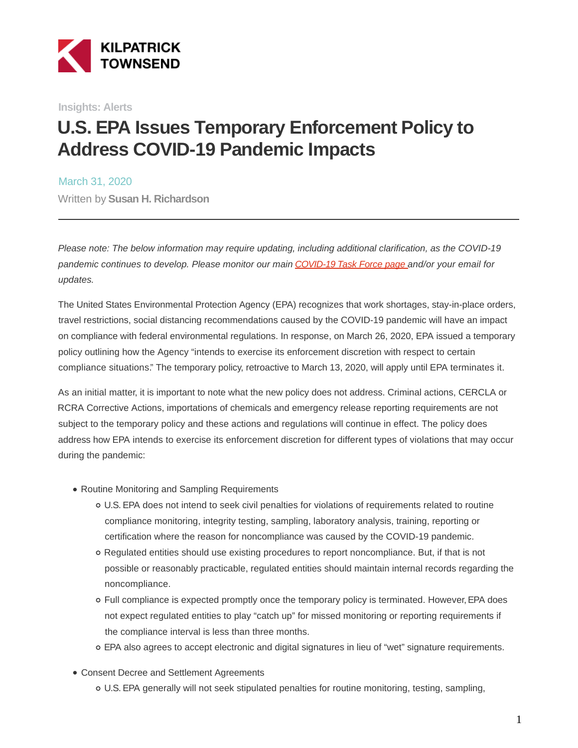KILPATRICK TOWNSEND

Insights: Alerts

# U.S. EPA Issues Temporary Enforcement Policy to Address COVID-19 Pandemic Impacts

March 31, 2020

Written by **Susan H. Richardson**

---

*Please note: The below information may require updating, including additional clarification, as the COVID-19 pandemic continues to develop. Please monitor our main [COVID-19 Task Force page](#) and/or your email for updates.*

The United States Environmental Protection Agency (EPA) recognizes that work shortages, stay-in-place orders, travel restrictions, social distancing recommendations caused by the COVID-19 pandemic will have an impact on compliance with federal environmental regulations. In response, on March 26, 2020, EPA issued a temporary policy outlining how the Agency "intends to exercise its enforcement discretion with respect to certain compliance situations." The temporary policy, retroactive to March 13, 2020, will apply until EPA terminates it.

As an initial matter, it is important to note what the new policy does not address. Criminal actions, CERCLA or RCRA Corrective Actions, importations of chemicals and emergency release reporting requirements are not subject to the temporary policy and these actions and regulations will continue in effect. The policy does address how EPA intends to exercise its enforcement discretion for different types of violations that may occur during the pandemic:

- Routine Monitoring and Sampling Requirements
  - U.S. EPA does not intend to seek civil penalties for violations of requirements related to routine compliance monitoring, integrity testing, sampling, laboratory analysis, training, reporting or certification where the reason for noncompliance was caused by the COVID-19 pandemic.
  - Regulated entities should use existing procedures to report noncompliance. But, if that is not possible or reasonably practicable, regulated entities should maintain internal records regarding the noncompliance.
  - Full compliance is expected promptly once the temporary policy is terminated. However, EPA does not expect regulated entities to play "catch up" for missed monitoring or reporting requirements if the compliance interval is less than three months.
  - EPA also agrees to accept electronic and digital signatures in lieu of "wet" signature requirements.
- Consent Decree and Settlement Agreements
  - U.S. EPA generally will not seek stipulated penalties for routine monitoring, testing, sampling,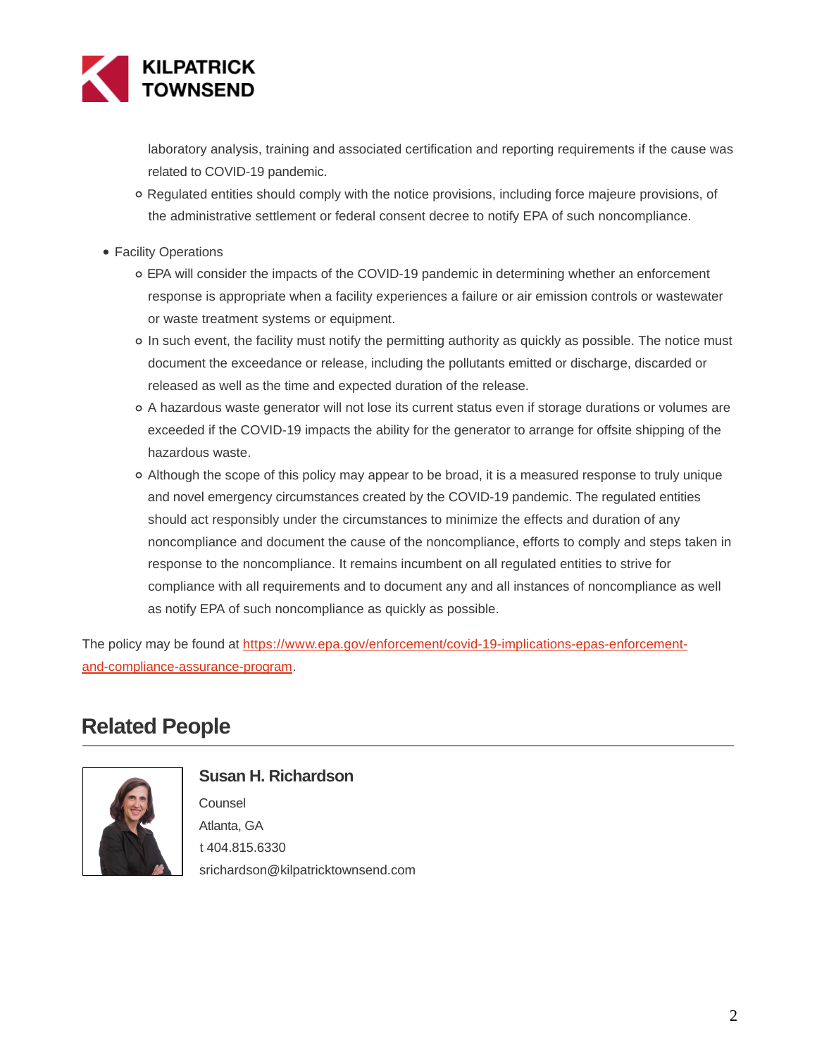laboratory analysis, training and associated certification and reporting requirements if the cause was related to COVID-19 pandemic.
    - Regulated entities should comply with the notice provisions, including force majeure provisions, of the administrative settlement or federal consent decree to notify EPA of such noncompliance.

- Facility Operations
    - EPA will consider the impacts of the COVID-19 pandemic in determining whether an enforcement response is appropriate when a facility experiences a failure or air emission controls or wastewater or waste treatment systems or equipment.
    - In such event, the facility must notify the permitting authority as quickly as possible. The notice must document the exceedance or release, including the pollutants emitted or discharge, discarded or released as well as the time and expected duration of the release.
    - A hazardous waste generator will not lose its current status even if storage durations or volumes are exceeded if the COVID-19 impacts the ability for the generator to arrange for offsite shipping of the hazardous waste.
    - Although the scope of this policy may appear to be broad, it is a measured response to truly unique and novel emergency circumstances created by the COVID-19 pandemic. The regulated entities should act responsibly under the circumstances to minimize the effects and duration of any noncompliance and document the cause of the noncompliance, efforts to comply and steps taken in response to the noncompliance. It remains incumbent on all regulated entities to strive for compliance with all requirements and to document any and all instances of noncompliance as well as notify EPA of such noncompliance as quickly as possible.

The policy may be found at [https://www.epa.gov/enforcement/covid-19-implications-epas-enforcement-and-compliance-assurance-program](https://www.epa.gov/enforcement/covid-19-implications-epas-enforcement-and-compliance-assurance-program).

## Related People

### Susan H. Richardson

Counsel
Atlanta, GA
t 404.815.6330
srichardson@kilpatricktownsend.com